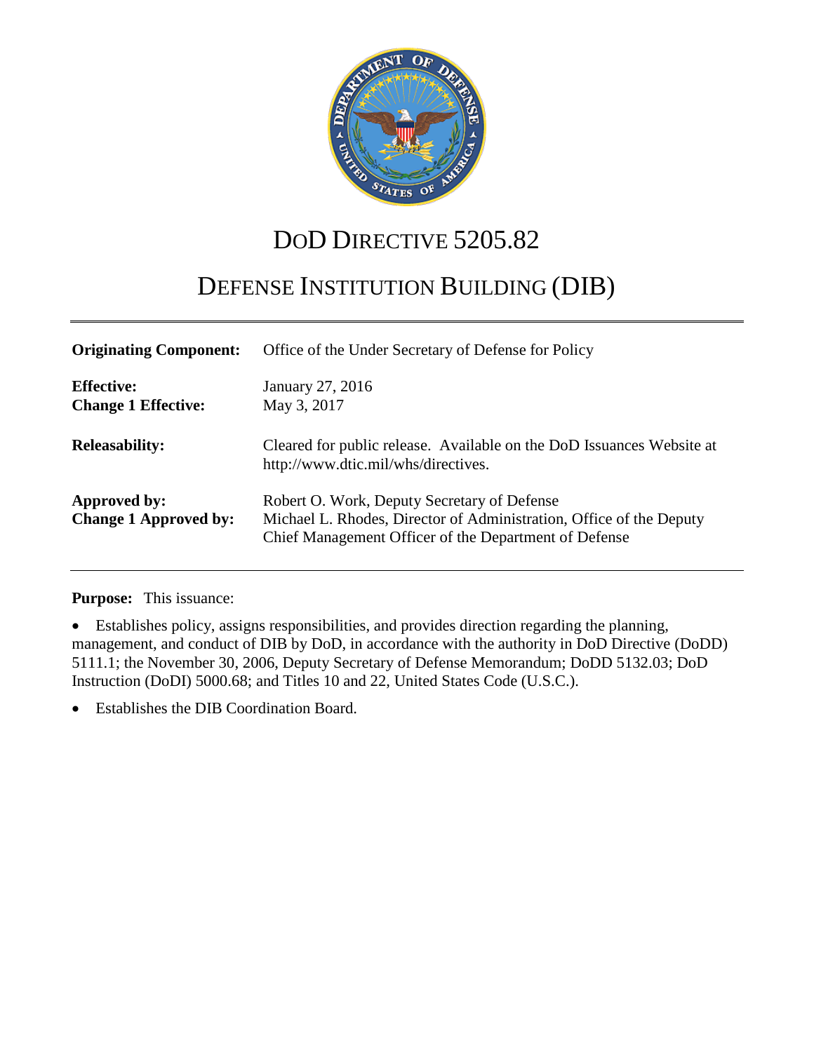# DoD DIRECTIVE 5205.82

# DEFENSE INSTITUTION BUILDING (DIB)

| | |
|---|---|
| **Originating Component:** | Office of the Under Secretary of Defense for Policy |
| **Effective:** | January 27, 2016 |
| **Change 1 Effective:** | May 3, 2017 |
| **Releasability:** | Cleared for public release. Available on the DoD Issuances Website at http://www.dtic.mil/whs/directives. |
| **Approved by:** | Robert O. Work, Deputy Secretary of Defense |
| **Change 1 Approved by:** | Michael L. Rhodes, Director of Administration, Office of the Deputy Chief Management Officer of the Department of Defense |

**Purpose:** This issuance:

- Establishes policy, assigns responsibilities, and provides direction regarding the planning, management, and conduct of DIB by DoD, in accordance with the authority in DoD Directive (DoDD) 5111.1; the November 30, 2006, Deputy Secretary of Defense Memorandum; DoDD 5132.03; DoD Instruction (DoDI) 5000.68; and Titles 10 and 22, United States Code (U.S.C.).
- Establishes the DIB Coordination Board.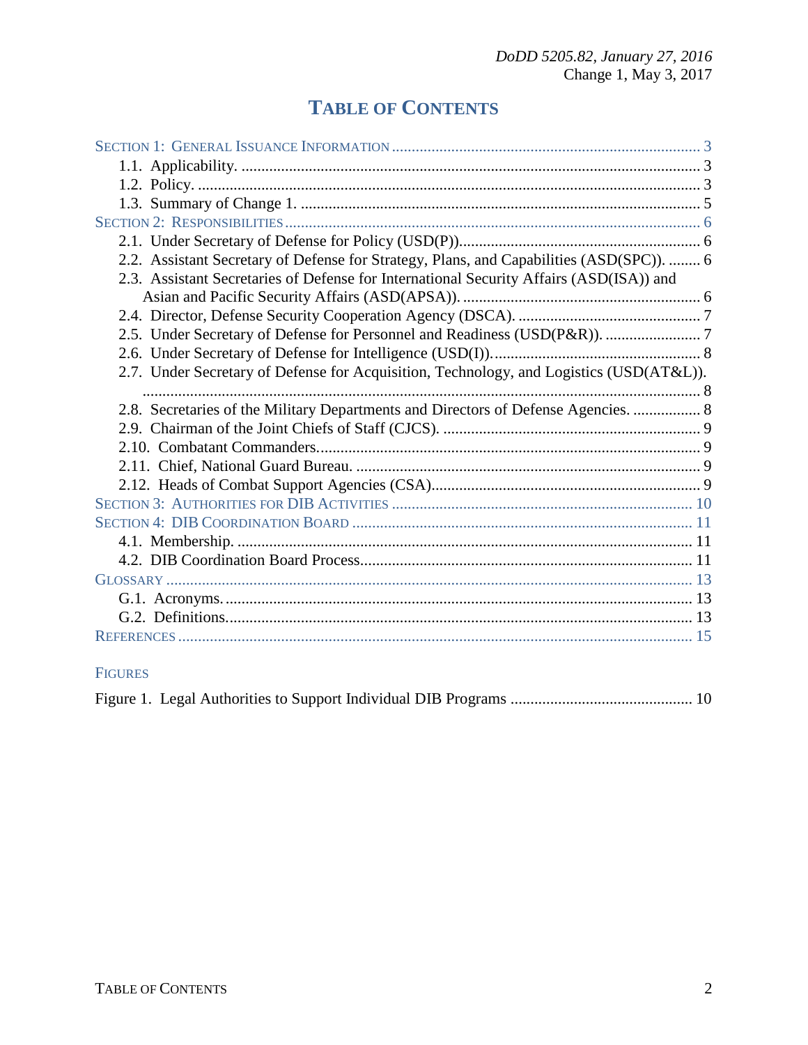# TABLE OF CONTENTS

SECTION 1: GENERAL ISSUANCE INFORMATION .......... 3
- 1.1. Applicability. .......... 3
- 1.2. Policy. .......... 3
- 1.3. Summary of Change 1. .......... 5

SECTION 2: RESPONSIBILITIES .......... 6
- 2.1. Under Secretary of Defense for Policy (USD(P)). .......... 6
- 2.2. Assistant Secretary of Defense for Strategy, Plans, and Capabilities (ASD(SPC)). .......... 6
- 2.3. Assistant Secretaries of Defense for International Security Affairs (ASD(ISA)) and Asian and Pacific Security Affairs (ASD(APSA)). .......... 6
- 2.4. Director, Defense Security Cooperation Agency (DSCA). .......... 7
- 2.5. Under Secretary of Defense for Personnel and Readiness (USD(P&R)). .......... 7
- 2.6. Under Secretary of Defense for Intelligence (USD(I)). .......... 8
- 2.7. Under Secretary of Defense for Acquisition, Technology, and Logistics (USD(AT&L)). .......... 8
- 2.8. Secretaries of the Military Departments and Directors of Defense Agencies. .......... 8
- 2.9. Chairman of the Joint Chiefs of Staff (CJCS). .......... 9
- 2.10. Combatant Commanders. .......... 9
- 2.11. Chief, National Guard Bureau. .......... 9
- 2.12. Heads of Combat Support Agencies (CSA). .......... 9

SECTION 3: AUTHORITIES FOR DIB ACTIVITIES .......... 10

SECTION 4: DIB COORDINATION BOARD .......... 11
- 4.1. Membership. .......... 11
- 4.2. DIB Coordination Board Process. .......... 11

GLOSSARY .......... 13
- G.1. Acronyms. .......... 13
- G.2. Definitions. .......... 13

REFERENCES .......... 15

FIGURES

Figure 1. Legal Authorities to Support Individual DIB Programs .......... 10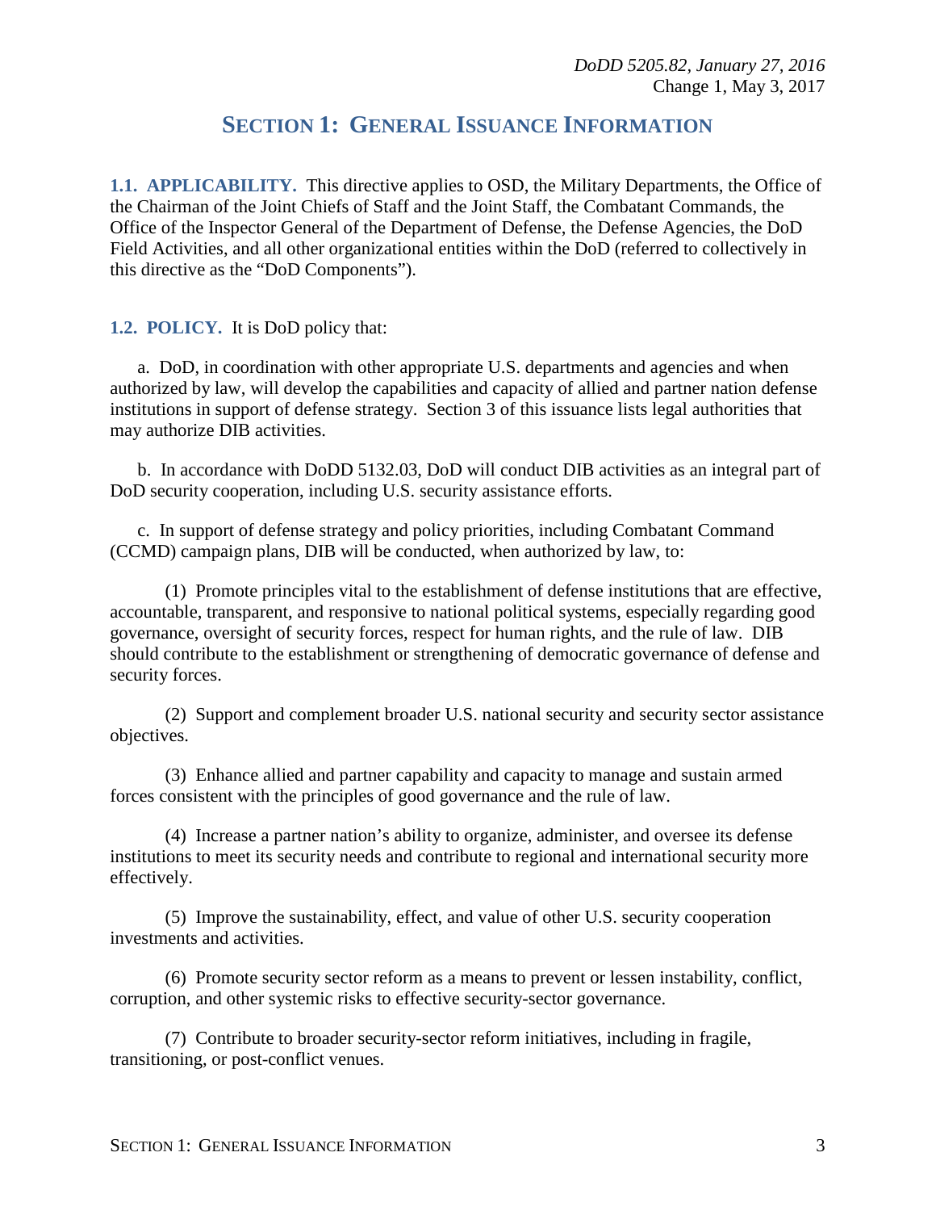## SECTION 1: GENERAL ISSUANCE INFORMATION

**1.1. APPLICABILITY.** This directive applies to OSD, the Military Departments, the Office of the Chairman of the Joint Chiefs of Staff and the Joint Staff, the Combatant Commands, the Office of the Inspector General of the Department of Defense, the Defense Agencies, the DoD Field Activities, and all other organizational entities within the DoD (referred to collectively in this directive as the "DoD Components").

**1.2. POLICY.** It is DoD policy that:

a. DoD, in coordination with other appropriate U.S. departments and agencies and when authorized by law, will develop the capabilities and capacity of allied and partner nation defense institutions in support of defense strategy. Section 3 of this issuance lists legal authorities that may authorize DIB activities.

b. In accordance with DoDD 5132.03, DoD will conduct DIB activities as an integral part of DoD security cooperation, including U.S. security assistance efforts.

c. In support of defense strategy and policy priorities, including Combatant Command (CCMD) campaign plans, DIB will be conducted, when authorized by law, to:

(1) Promote principles vital to the establishment of defense institutions that are effective, accountable, transparent, and responsive to national political systems, especially regarding good governance, oversight of security forces, respect for human rights, and the rule of law. DIB should contribute to the establishment or strengthening of democratic governance of defense and security forces.

(2) Support and complement broader U.S. national security and security sector assistance objectives.

(3) Enhance allied and partner capability and capacity to manage and sustain armed forces consistent with the principles of good governance and the rule of law.

(4) Increase a partner nation's ability to organize, administer, and oversee its defense institutions to meet its security needs and contribute to regional and international security more effectively.

(5) Improve the sustainability, effect, and value of other U.S. security cooperation investments and activities.

(6) Promote security sector reform as a means to prevent or lessen instability, conflict, corruption, and other systemic risks to effective security-sector governance.

(7) Contribute to broader security-sector reform initiatives, including in fragile, transitioning, or post-conflict venues.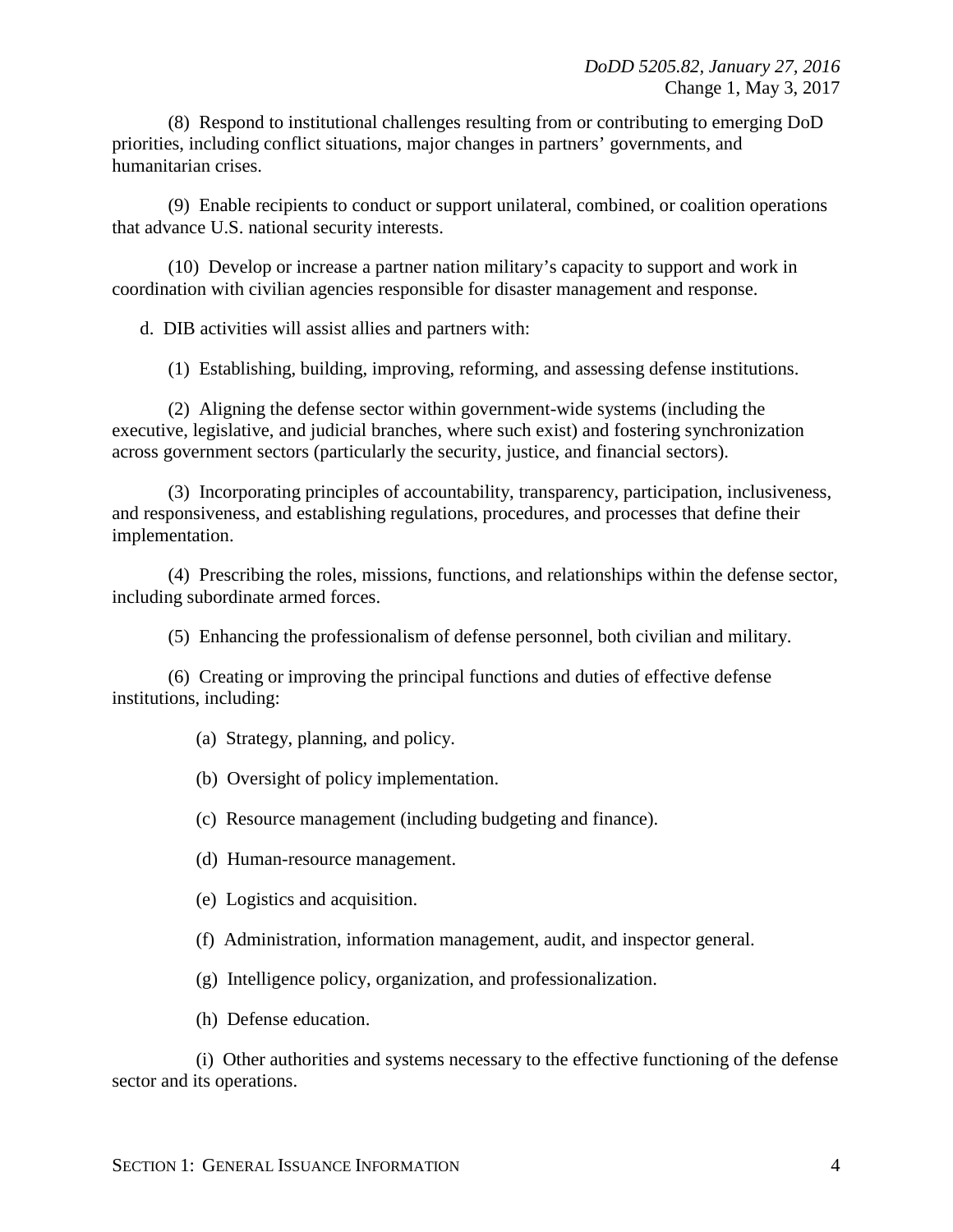(8) Respond to institutional challenges resulting from or contributing to emerging DoD priorities, including conflict situations, major changes in partners' governments, and humanitarian crises.

(9) Enable recipients to conduct or support unilateral, combined, or coalition operations that advance U.S. national security interests.

(10) Develop or increase a partner nation military's capacity to support and work in coordination with civilian agencies responsible for disaster management and response.

d. DIB activities will assist allies and partners with:

(1) Establishing, building, improving, reforming, and assessing defense institutions.

(2) Aligning the defense sector within government-wide systems (including the executive, legislative, and judicial branches, where such exist) and fostering synchronization across government sectors (particularly the security, justice, and financial sectors).

(3) Incorporating principles of accountability, transparency, participation, inclusiveness, and responsiveness, and establishing regulations, procedures, and processes that define their implementation.

(4) Prescribing the roles, missions, functions, and relationships within the defense sector, including subordinate armed forces.

(5) Enhancing the professionalism of defense personnel, both civilian and military.

(6) Creating or improving the principal functions and duties of effective defense institutions, including:

(a) Strategy, planning, and policy.

(b) Oversight of policy implementation.

(c) Resource management (including budgeting and finance).

(d) Human-resource management.

(e) Logistics and acquisition.

(f) Administration, information management, audit, and inspector general.

(g) Intelligence policy, organization, and professionalization.

(h) Defense education.

(i) Other authorities and systems necessary to the effective functioning of the defense sector and its operations.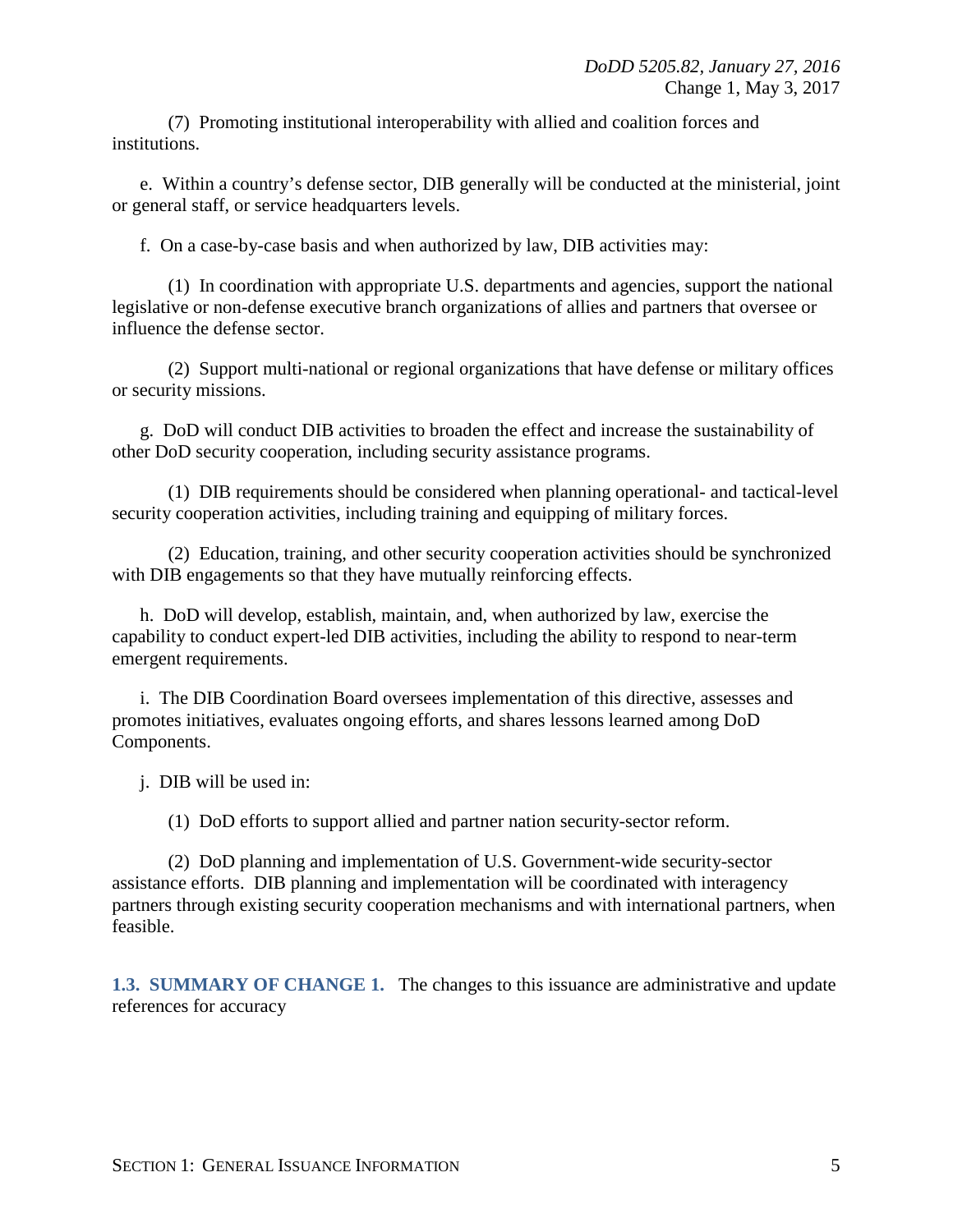(7) Promoting institutional interoperability with allied and coalition forces and institutions.

e. Within a country's defense sector, DIB generally will be conducted at the ministerial, joint or general staff, or service headquarters levels.

f. On a case-by-case basis and when authorized by law, DIB activities may:

(1) In coordination with appropriate U.S. departments and agencies, support the national legislative or non-defense executive branch organizations of allies and partners that oversee or influence the defense sector.

(2) Support multi-national or regional organizations that have defense or military offices or security missions.

g. DoD will conduct DIB activities to broaden the effect and increase the sustainability of other DoD security cooperation, including security assistance programs.

(1) DIB requirements should be considered when planning operational- and tactical-level security cooperation activities, including training and equipping of military forces.

(2) Education, training, and other security cooperation activities should be synchronized with DIB engagements so that they have mutually reinforcing effects.

h. DoD will develop, establish, maintain, and, when authorized by law, exercise the capability to conduct expert-led DIB activities, including the ability to respond to near-term emergent requirements.

i. The DIB Coordination Board oversees implementation of this directive, assesses and promotes initiatives, evaluates ongoing efforts, and shares lessons learned among DoD Components.

j. DIB will be used in:

(1) DoD efforts to support allied and partner nation security-sector reform.

(2) DoD planning and implementation of U.S. Government-wide security-sector assistance efforts. DIB planning and implementation will be coordinated with interagency partners through existing security cooperation mechanisms and with international partners, when feasible.

**1.3. SUMMARY OF CHANGE 1.** The changes to this issuance are administrative and update references for accuracy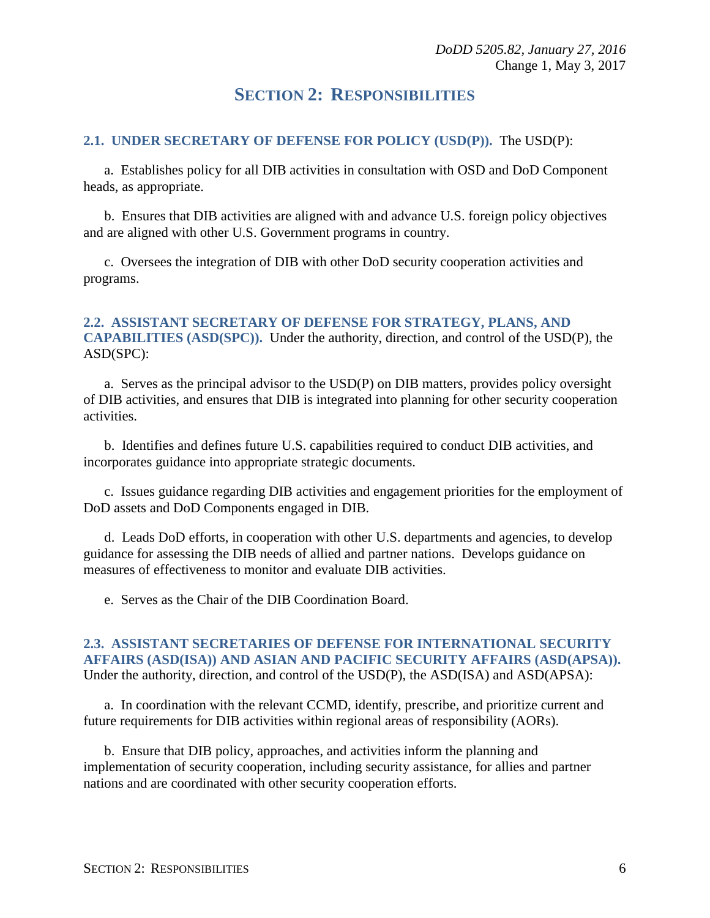# SECTION 2: RESPONSIBILITIES

**2.1. UNDER SECRETARY OF DEFENSE FOR POLICY (USD(P)).** The USD(P):

a. Establishes policy for all DIB activities in consultation with OSD and DoD Component heads, as appropriate.

b. Ensures that DIB activities are aligned with and advance U.S. foreign policy objectives and are aligned with other U.S. Government programs in country.

c. Oversees the integration of DIB with other DoD security cooperation activities and programs.

**2.2. ASSISTANT SECRETARY OF DEFENSE FOR STRATEGY, PLANS, AND CAPABILITIES (ASD(SPC)).** Under the authority, direction, and control of the USD(P), the ASD(SPC):

a. Serves as the principal advisor to the USD(P) on DIB matters, provides policy oversight of DIB activities, and ensures that DIB is integrated into planning for other security cooperation activities.

b. Identifies and defines future U.S. capabilities required to conduct DIB activities, and incorporates guidance into appropriate strategic documents.

c. Issues guidance regarding DIB activities and engagement priorities for the employment of DoD assets and DoD Components engaged in DIB.

d. Leads DoD efforts, in cooperation with other U.S. departments and agencies, to develop guidance for assessing the DIB needs of allied and partner nations. Develops guidance on measures of effectiveness to monitor and evaluate DIB activities.

e. Serves as the Chair of the DIB Coordination Board.

**2.3. ASSISTANT SECRETARIES OF DEFENSE FOR INTERNATIONAL SECURITY AFFAIRS (ASD(ISA)) AND ASIAN AND PACIFIC SECURITY AFFAIRS (ASD(APSA)).** Under the authority, direction, and control of the USD(P), the ASD(ISA) and ASD(APSA):

a. In coordination with the relevant CCMD, identify, prescribe, and prioritize current and future requirements for DIB activities within regional areas of responsibility (AORs).

b. Ensure that DIB policy, approaches, and activities inform the planning and implementation of security cooperation, including security assistance, for allies and partner nations and are coordinated with other security cooperation efforts.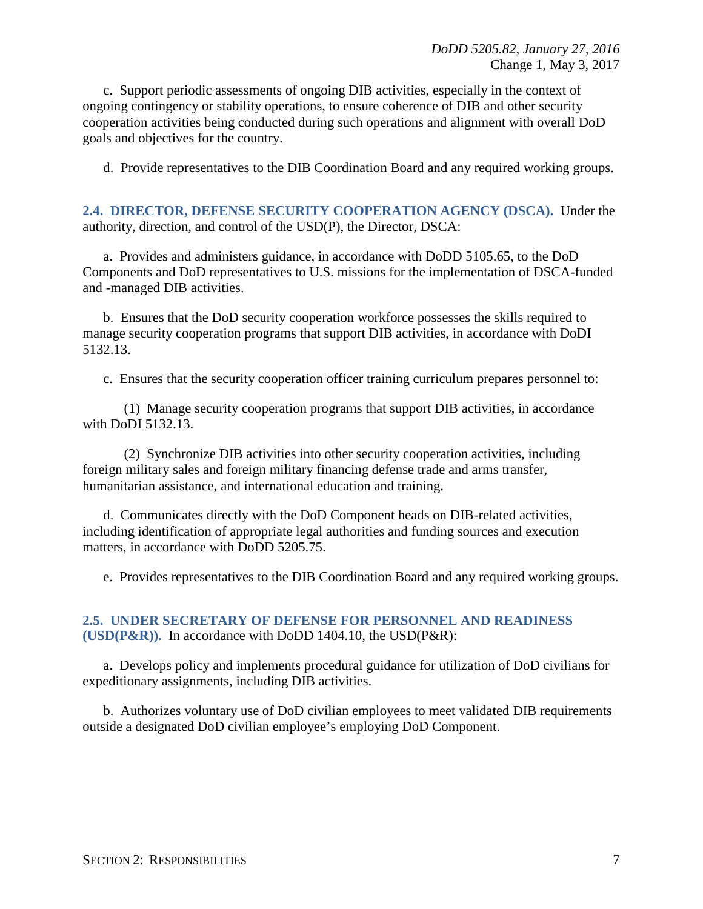c. Support periodic assessments of ongoing DIB activities, especially in the context of ongoing contingency or stability operations, to ensure coherence of DIB and other security cooperation activities being conducted during such operations and alignment with overall DoD goals and objectives for the country.

d. Provide representatives to the DIB Coordination Board and any required working groups.

**2.4. DIRECTOR, DEFENSE SECURITY COOPERATION AGENCY (DSCA).** Under the authority, direction, and control of the USD(P), the Director, DSCA:

a. Provides and administers guidance, in accordance with DoDD 5105.65, to the DoD Components and DoD representatives to U.S. missions for the implementation of DSCA-funded and -managed DIB activities.

b. Ensures that the DoD security cooperation workforce possesses the skills required to manage security cooperation programs that support DIB activities, in accordance with DoDI 5132.13.

c. Ensures that the security cooperation officer training curriculum prepares personnel to:

(1) Manage security cooperation programs that support DIB activities, in accordance with DoDI 5132.13.

(2) Synchronize DIB activities into other security cooperation activities, including foreign military sales and foreign military financing defense trade and arms transfer, humanitarian assistance, and international education and training.

d. Communicates directly with the DoD Component heads on DIB-related activities, including identification of appropriate legal authorities and funding sources and execution matters, in accordance with DoDD 5205.75.

e. Provides representatives to the DIB Coordination Board and any required working groups.

**2.5. UNDER SECRETARY OF DEFENSE FOR PERSONNEL AND READINESS (USD(P&R)).** In accordance with DoDD 1404.10, the USD(P&R):

a. Develops policy and implements procedural guidance for utilization of DoD civilians for expeditionary assignments, including DIB activities.

b. Authorizes voluntary use of DoD civilian employees to meet validated DIB requirements outside a designated DoD civilian employee's employing DoD Component.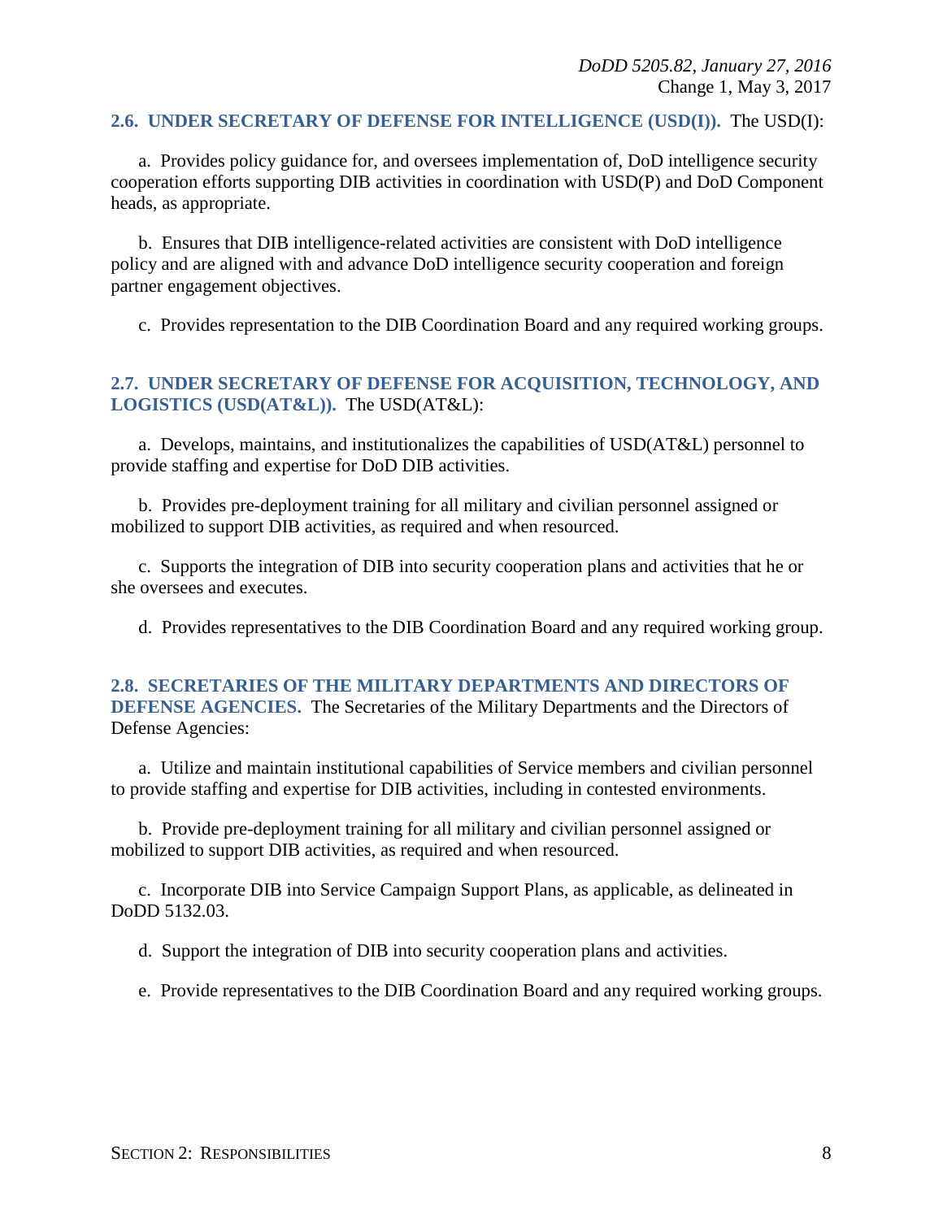**2.6. UNDER SECRETARY OF DEFENSE FOR INTELLIGENCE (USD(I)).** The USD(I):

a. Provides policy guidance for, and oversees implementation of, DoD intelligence security cooperation efforts supporting DIB activities in coordination with USD(P) and DoD Component heads, as appropriate.

b. Ensures that DIB intelligence-related activities are consistent with DoD intelligence policy and are aligned with and advance DoD intelligence security cooperation and foreign partner engagement objectives.

c. Provides representation to the DIB Coordination Board and any required working groups.

**2.7. UNDER SECRETARY OF DEFENSE FOR ACQUISITION, TECHNOLOGY, AND LOGISTICS (USD(AT&L)).** The USD(AT&L):

a. Develops, maintains, and institutionalizes the capabilities of USD(AT&L) personnel to provide staffing and expertise for DoD DIB activities.

b. Provides pre-deployment training for all military and civilian personnel assigned or mobilized to support DIB activities, as required and when resourced.

c. Supports the integration of DIB into security cooperation plans and activities that he or she oversees and executes.

d. Provides representatives to the DIB Coordination Board and any required working group.

**2.8. SECRETARIES OF THE MILITARY DEPARTMENTS AND DIRECTORS OF DEFENSE AGENCIES.** The Secretaries of the Military Departments and the Directors of Defense Agencies:

a. Utilize and maintain institutional capabilities of Service members and civilian personnel to provide staffing and expertise for DIB activities, including in contested environments.

b. Provide pre-deployment training for all military and civilian personnel assigned or mobilized to support DIB activities, as required and when resourced.

c. Incorporate DIB into Service Campaign Support Plans, as applicable, as delineated in DoDD 5132.03.

d. Support the integration of DIB into security cooperation plans and activities.

e. Provide representatives to the DIB Coordination Board and any required working groups.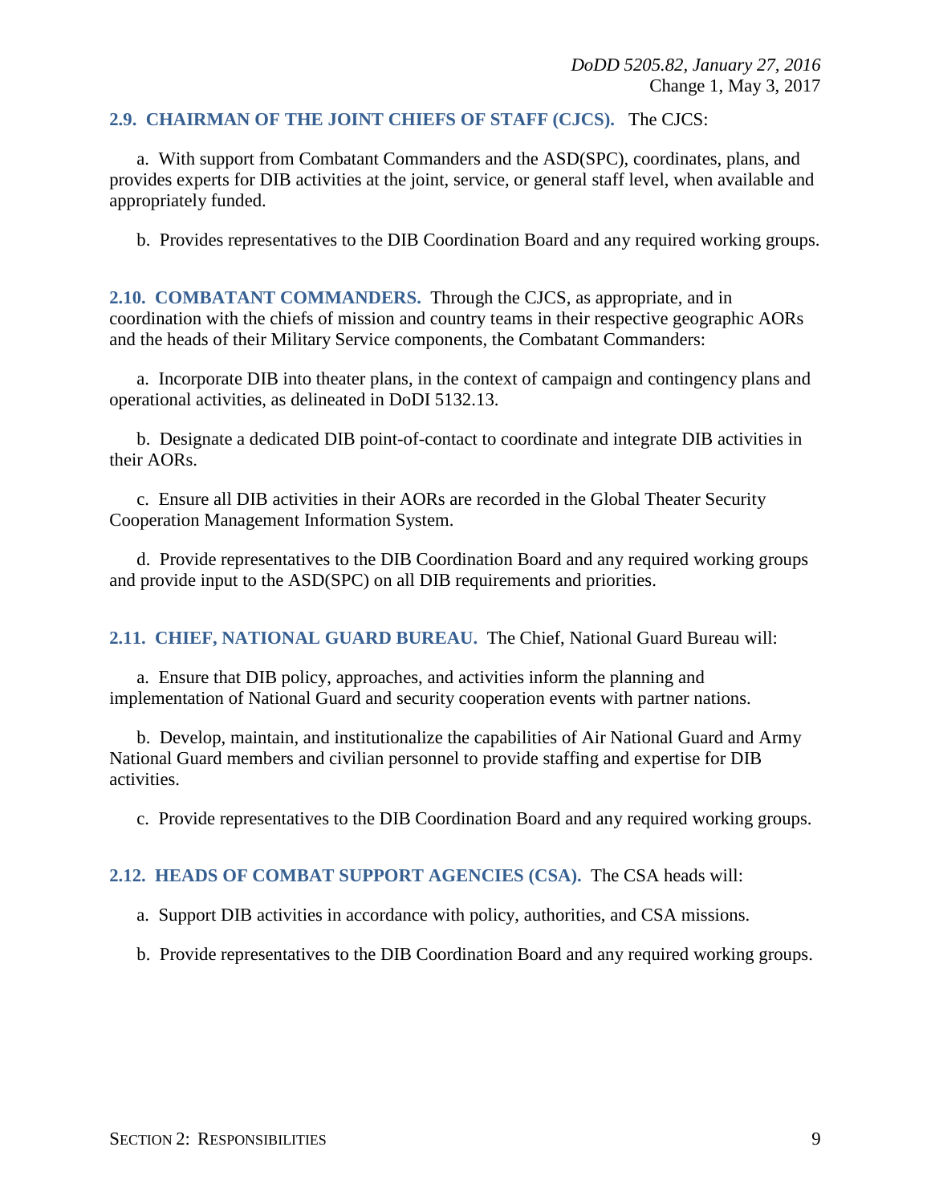**2.9. CHAIRMAN OF THE JOINT CHIEFS OF STAFF (CJCS).** The CJCS:

a. With support from Combatant Commanders and the ASD(SPC), coordinates, plans, and provides experts for DIB activities at the joint, service, or general staff level, when available and appropriately funded.

b. Provides representatives to the DIB Coordination Board and any required working groups.

**2.10. COMBATANT COMMANDERS.** Through the CJCS, as appropriate, and in coordination with the chiefs of mission and country teams in their respective geographic AORs and the heads of their Military Service components, the Combatant Commanders:

a. Incorporate DIB into theater plans, in the context of campaign and contingency plans and operational activities, as delineated in DoDI 5132.13.

b. Designate a dedicated DIB point-of-contact to coordinate and integrate DIB activities in their AORs.

c. Ensure all DIB activities in their AORs are recorded in the Global Theater Security Cooperation Management Information System.

d. Provide representatives to the DIB Coordination Board and any required working groups and provide input to the ASD(SPC) on all DIB requirements and priorities.

**2.11. CHIEF, NATIONAL GUARD BUREAU.** The Chief, National Guard Bureau will:

a. Ensure that DIB policy, approaches, and activities inform the planning and implementation of National Guard and security cooperation events with partner nations.

b. Develop, maintain, and institutionalize the capabilities of Air National Guard and Army National Guard members and civilian personnel to provide staffing and expertise for DIB activities.

c. Provide representatives to the DIB Coordination Board and any required working groups.

**2.12. HEADS OF COMBAT SUPPORT AGENCIES (CSA).** The CSA heads will:

a. Support DIB activities in accordance with policy, authorities, and CSA missions.

b. Provide representatives to the DIB Coordination Board and any required working groups.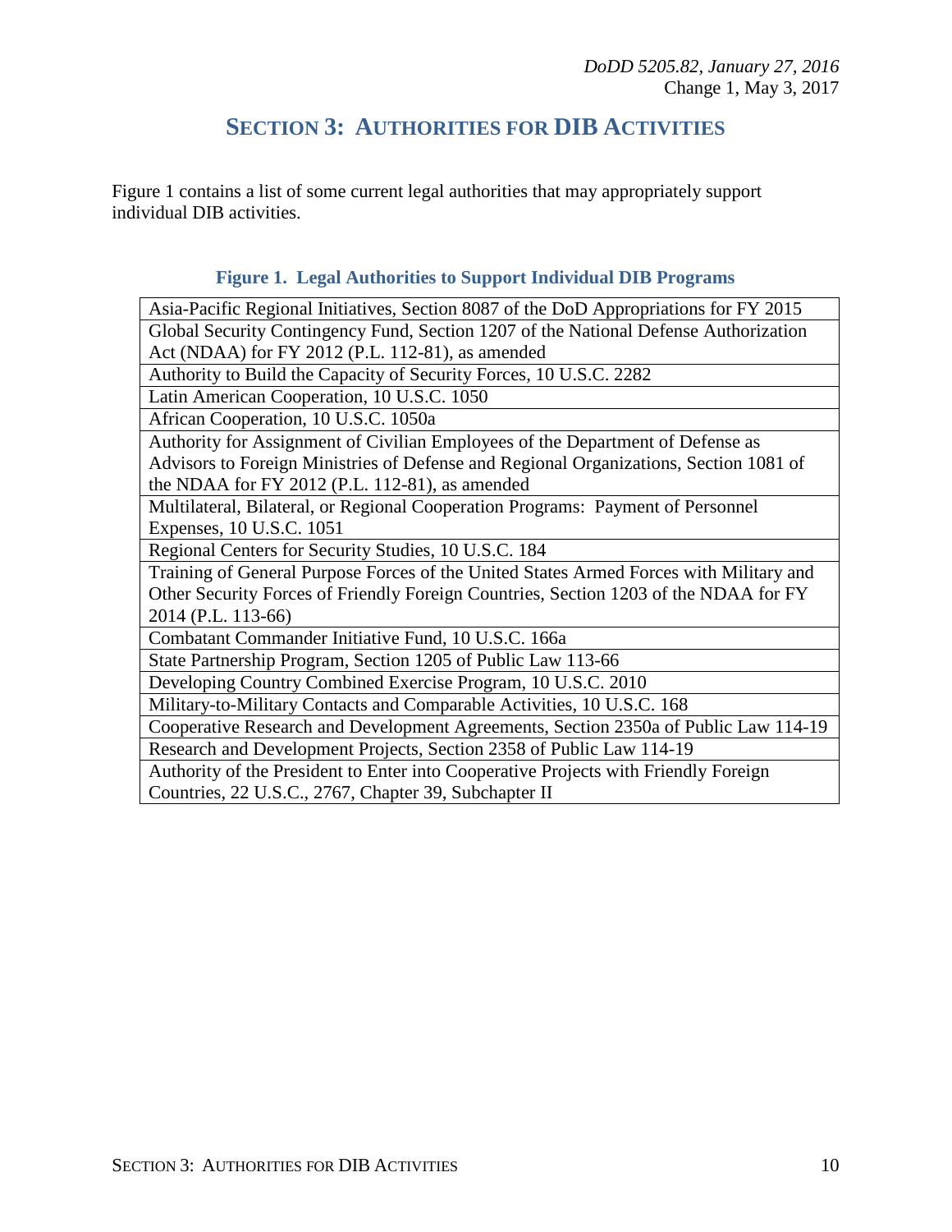# SECTION 3: AUTHORITIES FOR DIB ACTIVITIES

Figure 1 contains a list of some current legal authorities that may appropriately support individual DIB activities.

**Figure 1. Legal Authorities to Support Individual DIB Programs**

| |
|---|
| Asia-Pacific Regional Initiatives, Section 8087 of the DoD Appropriations for FY 2015 |
| Global Security Contingency Fund, Section 1207 of the National Defense Authorization Act (NDAA) for FY 2012 (P.L. 112-81), as amended |
| Authority to Build the Capacity of Security Forces, 10 U.S.C. 2282 |
| Latin American Cooperation, 10 U.S.C. 1050 |
| African Cooperation, 10 U.S.C. 1050a |
| Authority for Assignment of Civilian Employees of the Department of Defense as Advisors to Foreign Ministries of Defense and Regional Organizations, Section 1081 of the NDAA for FY 2012 (P.L. 112-81), as amended |
| Multilateral, Bilateral, or Regional Cooperation Programs: Payment of Personnel Expenses, 10 U.S.C. 1051 |
| Regional Centers for Security Studies, 10 U.S.C. 184 |
| Training of General Purpose Forces of the United States Armed Forces with Military and Other Security Forces of Friendly Foreign Countries, Section 1203 of the NDAA for FY 2014 (P.L. 113-66) |
| Combatant Commander Initiative Fund, 10 U.S.C. 166a |
| State Partnership Program, Section 1205 of Public Law 113-66 |
| Developing Country Combined Exercise Program, 10 U.S.C. 2010 |
| Military-to-Military Contacts and Comparable Activities, 10 U.S.C. 168 |
| Cooperative Research and Development Agreements, Section 2350a of Public Law 114-19 |
| Research and Development Projects, Section 2358 of Public Law 114-19 |
| Authority of the President to Enter into Cooperative Projects with Friendly Foreign Countries, 22 U.S.C., 2767, Chapter 39, Subchapter II |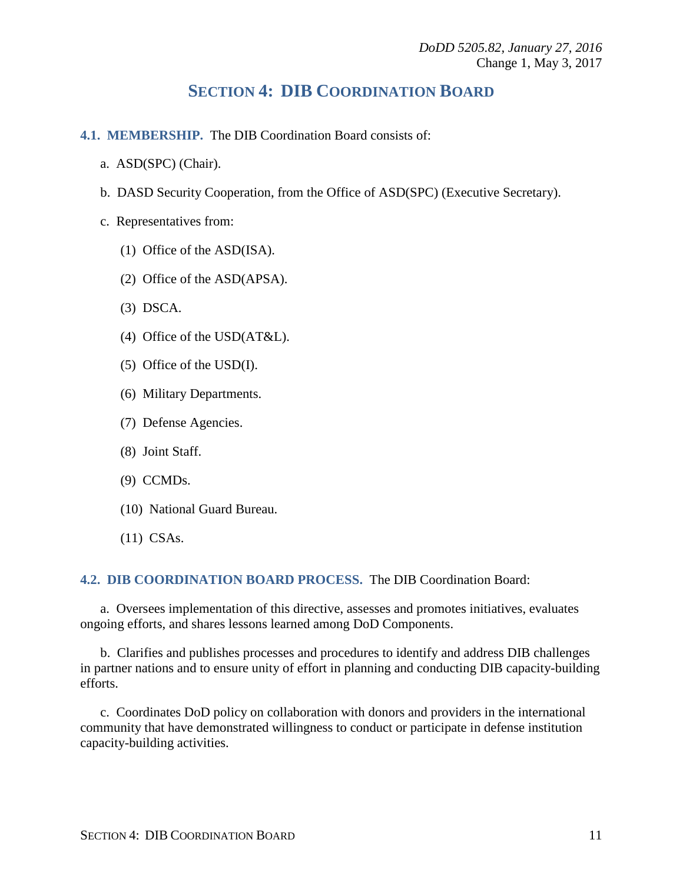## SECTION 4: DIB COORDINATION BOARD

**4.1. MEMBERSHIP.** The DIB Coordination Board consists of:

a. ASD(SPC) (Chair).

b. DASD Security Cooperation, from the Office of ASD(SPC) (Executive Secretary).

c. Representatives from:

(1) Office of the ASD(ISA).

(2) Office of the ASD(APSA).

(3) DSCA.

(4) Office of the USD(AT&L).

(5) Office of the USD(I).

(6) Military Departments.

(7) Defense Agencies.

(8) Joint Staff.

(9) CCMDs.

(10) National Guard Bureau.

(11) CSAs.

**4.2. DIB COORDINATION BOARD PROCESS.** The DIB Coordination Board:

a. Oversees implementation of this directive, assesses and promotes initiatives, evaluates ongoing efforts, and shares lessons learned among DoD Components.

b. Clarifies and publishes processes and procedures to identify and address DIB challenges in partner nations and to ensure unity of effort in planning and conducting DIB capacity-building efforts.

c. Coordinates DoD policy on collaboration with donors and providers in the international community that have demonstrated willingness to conduct or participate in defense institution capacity-building activities.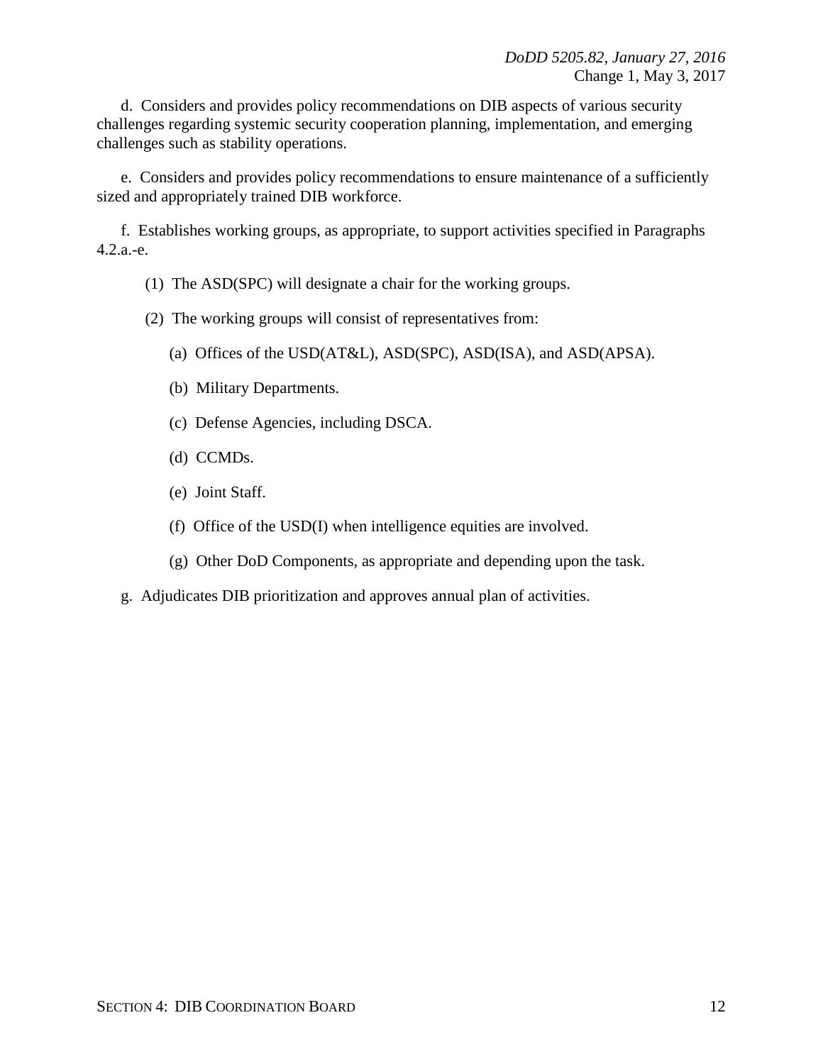d. Considers and provides policy recommendations on DIB aspects of various security challenges regarding systemic security cooperation planning, implementation, and emerging challenges such as stability operations.

e. Considers and provides policy recommendations to ensure maintenance of a sufficiently sized and appropriately trained DIB workforce.

f. Establishes working groups, as appropriate, to support activities specified in Paragraphs 4.2.a.-e.

(1) The ASD(SPC) will designate a chair for the working groups.

(2) The working groups will consist of representatives from:

(a) Offices of the USD(AT&L), ASD(SPC), ASD(ISA), and ASD(APSA).

(b) Military Departments.

(c) Defense Agencies, including DSCA.

(d) CCMDs.

(e) Joint Staff.

(f) Office of the USD(I) when intelligence equities are involved.

(g) Other DoD Components, as appropriate and depending upon the task.

g. Adjudicates DIB prioritization and approves annual plan of activities.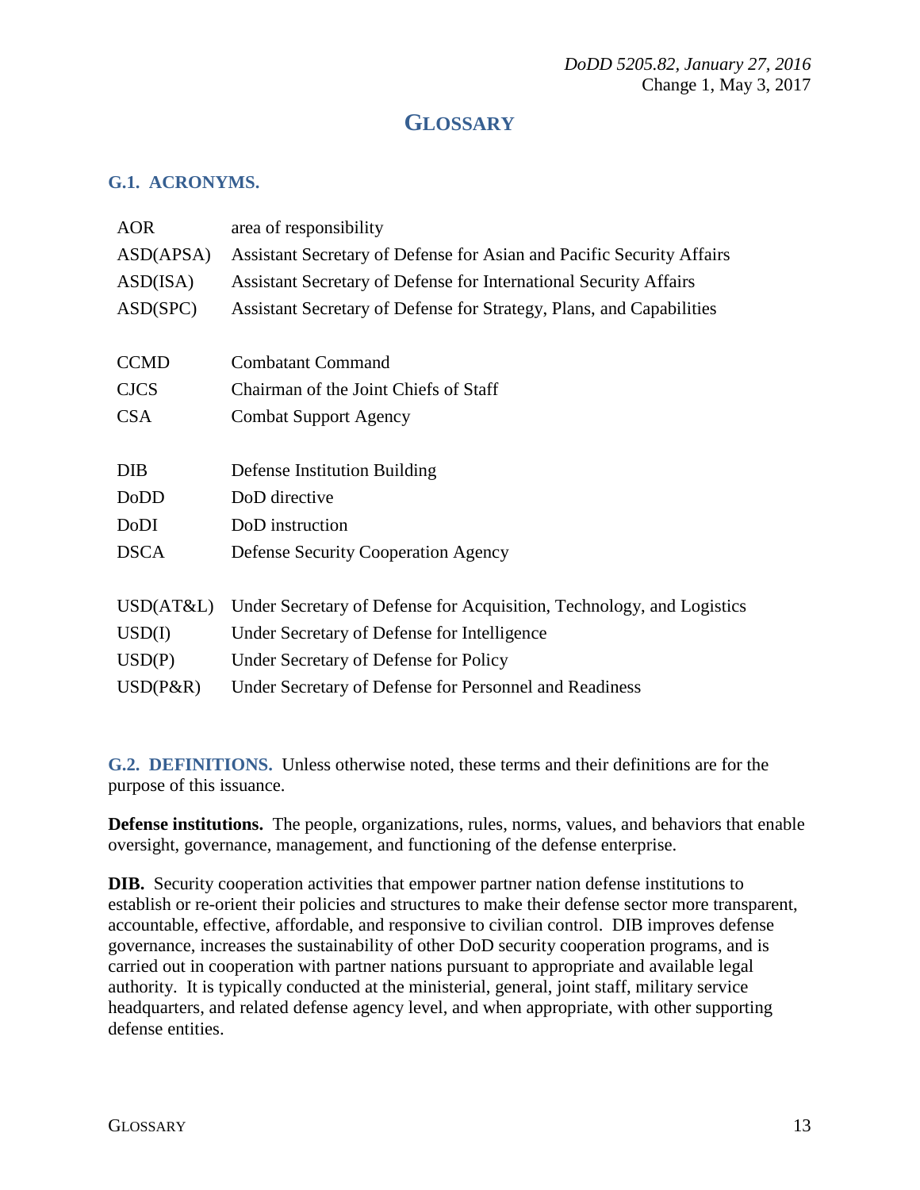# GLOSSARY

## G.1. ACRONYMS.

| | |
|---|---|
| AOR | area of responsibility |
| ASD(APSA) | Assistant Secretary of Defense for Asian and Pacific Security Affairs |
| ASD(ISA) | Assistant Secretary of Defense for International Security Affairs |
| ASD(SPC) | Assistant Secretary of Defense for Strategy, Plans, and Capabilities |
| CCMD | Combatant Command |
| CJCS | Chairman of the Joint Chiefs of Staff |
| CSA | Combat Support Agency |
| DIB | Defense Institution Building |
| DoDD | DoD directive |
| DoDI | DoD instruction |
| DSCA | Defense Security Cooperation Agency |
| USD(AT&L) | Under Secretary of Defense for Acquisition, Technology, and Logistics |
| USD(I) | Under Secretary of Defense for Intelligence |
| USD(P) | Under Secretary of Defense for Policy |
| USD(P&R) | Under Secretary of Defense for Personnel and Readiness |

## G.2. DEFINITIONS.

Unless otherwise noted, these terms and their definitions are for the purpose of this issuance.

**Defense institutions.** The people, organizations, rules, norms, values, and behaviors that enable oversight, governance, management, and functioning of the defense enterprise.

**DIB.** Security cooperation activities that empower partner nation defense institutions to establish or re-orient their policies and structures to make their defense sector more transparent, accountable, effective, affordable, and responsive to civilian control. DIB improves defense governance, increases the sustainability of other DoD security cooperation programs, and is carried out in cooperation with partner nations pursuant to appropriate and available legal authority. It is typically conducted at the ministerial, general, joint staff, military service headquarters, and related defense agency level, and when appropriate, with other supporting defense entities.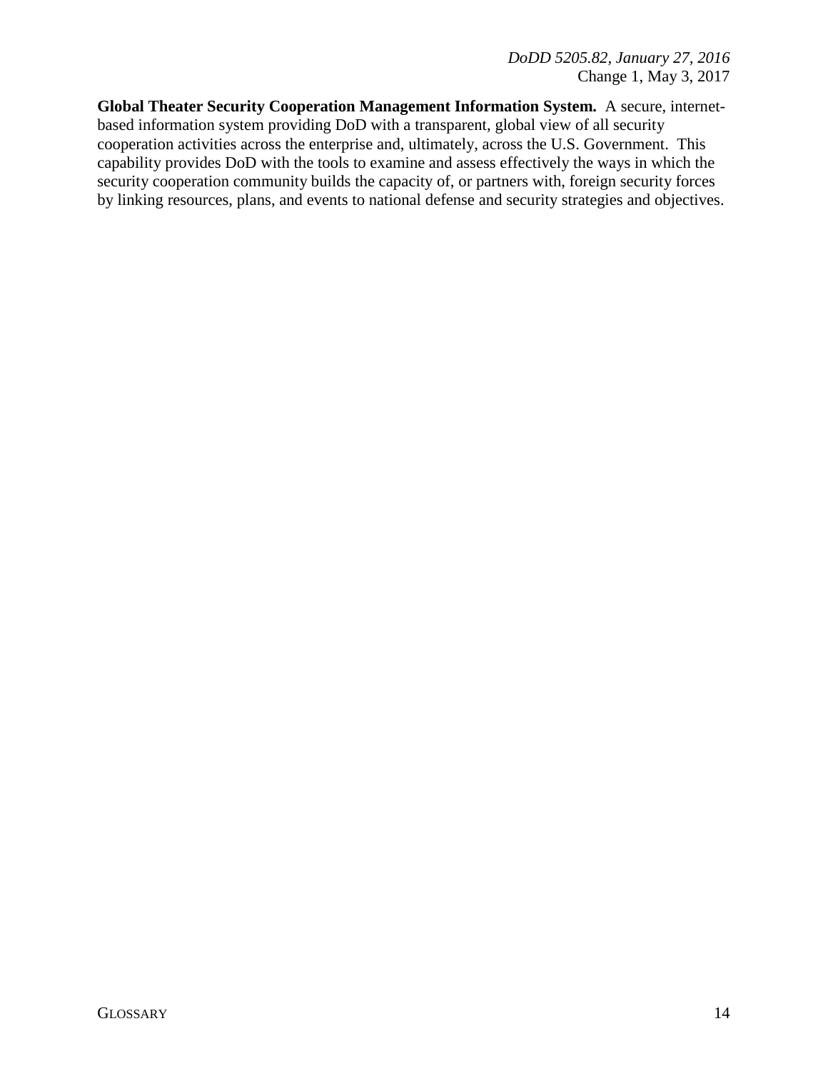**Global Theater Security Cooperation Management Information System.** A secure, internet-based information system providing DoD with a transparent, global view of all security cooperation activities across the enterprise and, ultimately, across the U.S. Government. This capability provides DoD with the tools to examine and assess effectively the ways in which the security cooperation community builds the capacity of, or partners with, foreign security forces by linking resources, plans, and events to national defense and security strategies and objectives.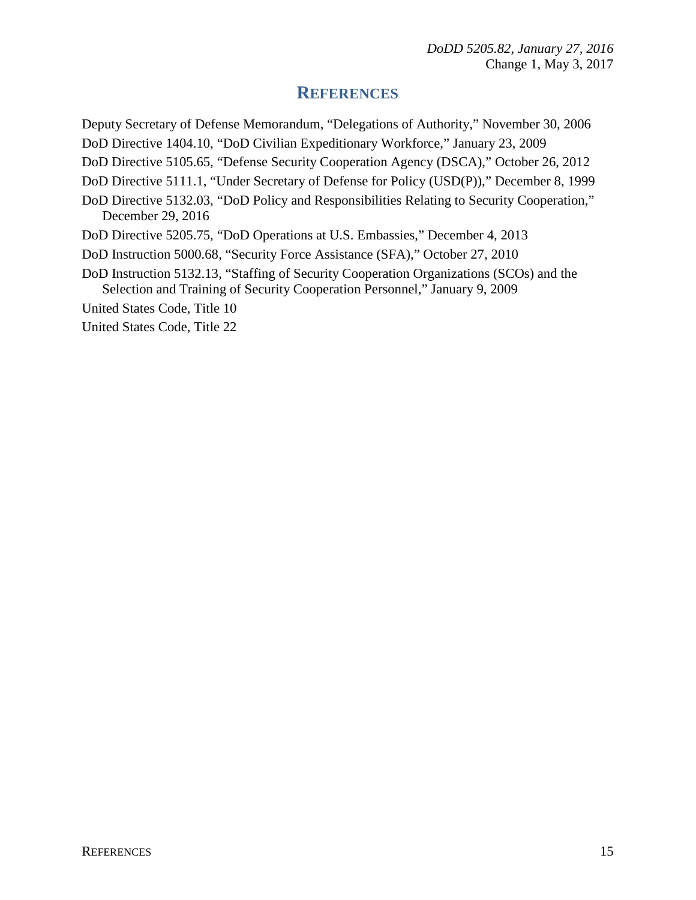## REFERENCES

Deputy Secretary of Defense Memorandum, "Delegations of Authority," November 30, 2006

DoD Directive 1404.10, "DoD Civilian Expeditionary Workforce," January 23, 2009

DoD Directive 5105.65, "Defense Security Cooperation Agency (DSCA)," October 26, 2012

DoD Directive 5111.1, "Under Secretary of Defense for Policy (USD(P))," December 8, 1999

DoD Directive 5132.03, "DoD Policy and Responsibilities Relating to Security Cooperation," December 29, 2016

DoD Directive 5205.75, "DoD Operations at U.S. Embassies," December 4, 2013

DoD Instruction 5000.68, "Security Force Assistance (SFA)," October 27, 2010

DoD Instruction 5132.13, "Staffing of Security Cooperation Organizations (SCOs) and the Selection and Training of Security Cooperation Personnel," January 9, 2009

United States Code, Title 10

United States Code, Title 22